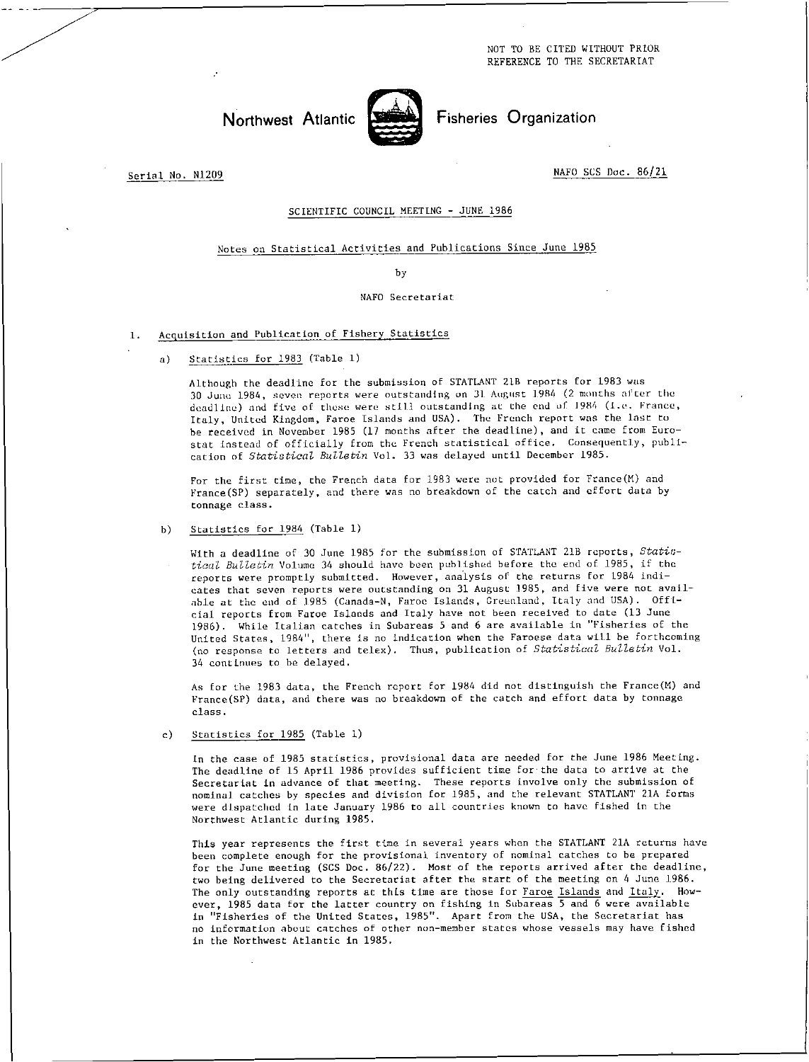NOT TO BE CITED WITHOUT PRIOR REFERENCE TO THE SECRETARIAT

# Northwest Atlantic Fisheries Organization

Serial No. N1209

NAFO SCS Doc. 86/21

SCIENTIFIC COUNCIL MEETING - JUNE 1986

Notes on Statistical Activities and Publications Since June 1985

by

NAFO Secretariat

## 1. Acquisition and Publication of Fishery Statistics

### a) Statistics for 1983 (Table 1)

Although the deadline for the submission of STATLANT 21B reports for 1983 was 30 June 1984, seven reports were outstanding on 31 August 1984 (2 months after the deadline) and five of these were still outstanding at the end of 1984 (i.e. France, Italy, United Kingdom, Faroe Islands and USA). The French report was the last to be received in November 1985 (17 months after the deadline), and it came from Eurostat instead of officially from the French statistical office. Consequently, publication of *Statistical Bulletin* Vol. 33 was delayed until December 1985.

For the first time, the French data for 1983 were not provided for France(M) and France(SP) separately, and there was no breakdown of the catch and effort data by tonnage class.

### b) Statistics for 1984 (Table 1)

With a deadline of 30 June 1985 for the submission of STATLANT 21B reports, *Statistical Bulletin* Volume 34 should have been published before the end of 1985, if the reports were promptly submitted. However, analysis of the returns for 1984 indicates that seven reports were outstanding on 31 August 1985, and five were not available at the end of 1985 (Canada-N, Faroe Islands, Greenland, Italy and USA). Official reports from Faroe Islands and Italy have not been received to date (13 June 1986). While Italian catches in Subareas 5 and 6 are available in "Fisheries of the United States, 1984", there is no indication when the Faroese data will be forthcoming (no response to letters and telex). Thus, publication of *Statistical Bulletin* Vol. 34 continues to be delayed.

As for the 1983 data, the French report for 1984 did not distinguish the France(M) and France(SP) data, and there was no breakdown of the catch and effort data by tonnage class.

### c) Statistics for 1985 (Table 1)

In the case of 1985 statistics, provisional data are needed for the June 1986 Meeting. The deadline of 15 April 1986 provides sufficient time for the data to arrive at the Secretariat in advance of that meeting. These reports involve only the submission of nominal catches by species and division for 1985, and the relevant STATLANT 21A forms were dispatched in late January 1986 to all countries known to have fished in the Northwest Atlantic during 1985.

This year represents the first time in several years when the STATLANT 21A returns have been complete enough for the provisional inventory of nominal catches to be prepared for the June meeting (SCS Doc. 86/22). Most of the reports arrived after the deadline, two being delivered to the Secretariat after the start of the meeting on 4 June 1986. The only outstanding reports at this time are those for Faroe Islands and Italy. However, 1985 data for the latter country on fishing in Subareas 5 and 6 were available in "Fisheries of the United States, 1985". Apart from the USA, the Secretariat has no information about catches of other non-member states whose vessels may have fished in the Northwest Atlantic in 1985.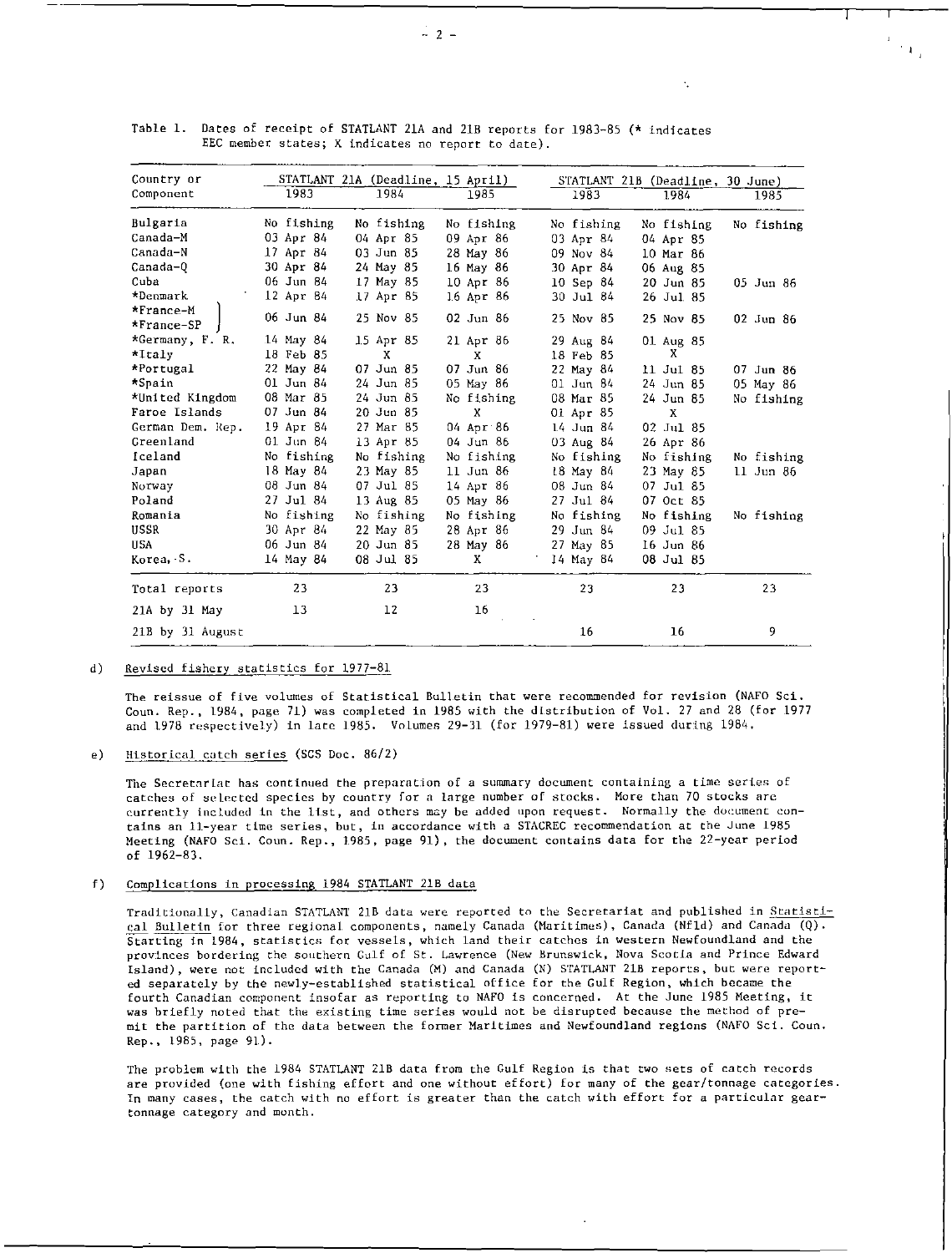Table 1. Dates of receipt of STATLANT 21A and 21B reports for 1983-85 (* indicates EEC member states; X indicates no report to date).

| Country or Component | STATLANT 21A (Deadline, 15 April) | | | STATLANT 21B (Deadline, 30 June) | | |
|---|---|---|---|---|---|---|
| | 1983 | 1984 | 1985 | 1983 | 1984 | 1985 |
| Bulgaria | No fishing | No fishing | No fishing | No fishing | No fishing | No fishing |
| Canada-M | 03 Apr 84 | 04 Apr 85 | 09 Apr 86 | 03 Apr 84 | 04 Apr 85 | |
| Canada-N | 17 Apr 84 | 03 Jun 85 | 28 May 86 | 09 Nov 84 | 10 Mar 86 | |
| Canada-Q | 30 Apr 84 | 24 May 85 | 16 May 86 | 30 Apr 84 | 06 Aug 85 | |
| Cuba | 06 Jun 84 | 17 May 85 | 10 Apr 86 | 10 Sep 84 | 20 Jun 85 | 05 Jun 86 |
| *Denmark | 12 Apr 84 | 17 Apr 85 | 16 Apr 86 | 30 Jul 84 | 26 Jul 85 | |
| *France-M / *France-SP | 06 Jun 84 | 25 Nov 85 | 02 Jun 86 | 25 Nov 85 | 25 Nov 85 | 02 Jun 86 |
| *Germany, F. R. | 14 May 84 | 15 Apr 85 | 21 Apr 86 | 29 Aug 84 | 01 Aug 85 | |
| *Italy | 18 Feb 85 | X | X | 18 Feb 85 | X | |
| *Portugal | 22 May 84 | 07 Jun 85 | 07 Jun 86 | 22 May 84 | 11 Jul 85 | 07 Jun 86 |
| *Spain | 01 Jun 84 | 24 Jun 85 | 05 May 86 | 01 Jun 84 | 24 Jun 85 | 05 May 86 |
| *United Kingdom | 08 Mar 85 | 24 Jun 85 | No fishing | 08 Mar 85 | 24 Jun 85 | No fishing |
| Faroe Islands | 07 Jun 84 | 20 Jun 85 | X | 01 Apr 85 | X | |
| German Dem. Rep. | 19 Apr 84 | 27 Mar 85 | 04 Apr 86 | 14 Jun 84 | 02 Jul 85 | |
| Greenland | 01 Jun 84 | 13 Apr 85 | 04 Jun 86 | 03 Aug 84 | 26 Apr 86 | |
| Iceland | No fishing | No fishing | No fishing | No fishing | No fishing | No fishing |
| Japan | 18 May 84 | 23 May 85 | 11 Jun 86 | 18 May 84 | 23 May 85 | 11 Jun 86 |
| Norway | 08 Jun 84 | 07 Jul 85 | 14 Apr 86 | 08 Jun 84 | 07 Jul 85 | |
| Poland | 27 Jul 84 | 13 Aug 85 | 05 May 86 | 27 Jul 84 | 07 Oct 85 | |
| Romania | No fishing | No fishing | No fishing | No fishing | No fishing | No fishing |
| USSR | 30 Apr 84 | 22 May 85 | 28 Apr 86 | 29 Jun 84 | 09 Jul 85 | |
| USA | 06 Jun 84 | 20 Jun 85 | 28 May 86 | 27 May 85 | 16 Jun 86 | |
| Korea, S. | 14 May 84 | 08 Jul 85 | X | 14 May 84 | 08 Jul 85 | |
| Total reports | 23 | 23 | 23 | 23 | 23 | 23 |
| 21A by 31 May | 13 | 12 | 16 | | | |
| 21B by 31 August | | | | 16 | 16 | 9 |

d) Revised fishery statistics for 1977-81

The reissue of five volumes of Statistical Bulletin that were recommended for revision (NAFO Sci. Coun. Rep., 1984, page 71) was completed in 1985 with the distribution of Vol. 27 and 28 (for 1977 and 1978 respectively) in late 1985. Volumes 29-31 (for 1979-81) were issued during 1984.

e) Historical catch series (SCS Doc. 86/2)

The Secretariat has continued the preparation of a summary document containing a time series of catches of selected species by country for a large number of stocks. More than 70 stocks are currently included in the list, and others may be added upon request. Normally the document contains an 11-year time series, but, in accordance with a STACREC recommendation at the June 1985 Meeting (NAFO Sci. Coun. Rep., 1985, page 91), the document contains data for the 22-year period of 1962-83.

f) Complications in processing 1984 STATLANT 21B data

Traditionally, Canadian STATLANT 21B data were reported to the Secretariat and published in *Statistical Bulletin* for three regional components, namely Canada (Maritimes), Canada (Nfld) and Canada (Q). Starting in 1984, statistics for vessels, which land their catches in western Newfoundland and the provinces bordering the southern Gulf of St. Lawrence (New Brunswick, Nova Scotia and Prince Edward Island), were not included with the Canada (M) and Canada (N) STATLANT 21B reports, but were reported separately by the newly-established statistical office for the Gulf Region, which became the fourth Canadian component insofar as reporting to NAFO is concerned. At the June 1985 Meeting, it was briefly noted that the existing time series would not be disrupted because the method of permit the partition of the data between the former Maritimes and Newfoundland regions (NAFO Sci. Coun. Rep., 1985, page 91).

The problem with the 1984 STATLANT 21B data from the Gulf Region is that two sets of catch records are provided (one with fishing effort and one without effort) for many of the gear/tonnage categories. In many cases, the catch with no effort is greater than the catch with effort for a particular gear-tonnage category and month.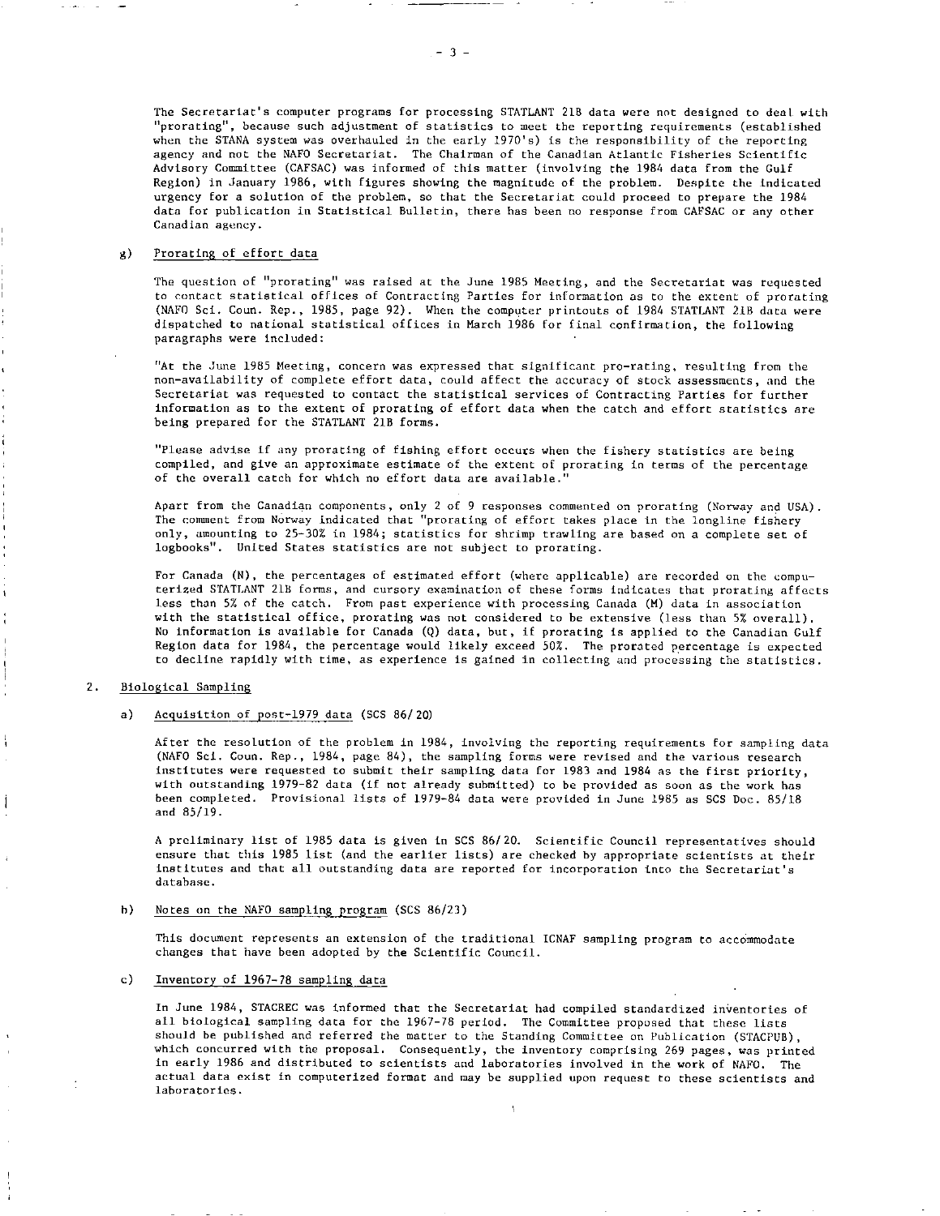The Secretariat's computer programs for processing STATLANT 21B data were not designed to deal with "prorating", because such adjustment of statistics to meet the reporting requirements (established when the STANA system was overhauled in the early 1970's) is the responsibility of the reporting agency and not the NAFO Secretariat. The Chairman of the Canadian Atlantic Fisheries Scientific Advisory Committee (CAFSAC) was informed of this matter (involving the 1984 data from the Gulf Region) in January 1986, with figures showing the magnitude of the problem. Despite the indicated urgency for a solution of the problem, so that the Secretariat could proceed to prepare the 1984 data for publication in Statistical Bulletin, there has been no response from CAFSAC or any other Canadian agency.

g) Prorating of effort data

The question of "prorating" was raised at the June 1985 Meeting, and the Secretariat was requested to contact statistical offices of Contracting Parties for information as to the extent of prorating (NAFO Sci. Coun. Rep., 1985, page 92). When the computer printouts of 1984 STATLANT 21B data were dispatched to national statistical offices in March 1986 for final confirmation, the following paragraphs were included:

"At the June 1985 Meeting, concern was expressed that significant pro-rating, resulting from the non-availability of complete effort data, could affect the accuracy of stock assessments, and the Secretariat was requested to contact the statistical services of Contracting Parties for further information as to the extent of prorating of effort data when the catch and effort statistics are being prepared for the STATLANT 21B forms.

"Please advise if any prorating of fishing effort occurs when the fishery statistics are being compiled, and give an approximate estimate of the extent of prorating in terms of the percentage of the overall catch for which no effort data are available."

Apart from the Canadian components, only 2 of 9 responses commented on prorating (Norway and USA). The comment from Norway indicated that "prorating of effort takes place in the longline fishery only, amounting to 25-30% in 1984; statistics for shrimp trawling are based on a complete set of logbooks". United States statistics are not subject to prorating.

For Canada (N), the percentages of estimated effort (where applicable) are recorded on the computerized STATLANT 21B forms, and cursory examination of these forms indicates that prorating affects less than 5% of the catch. From past experience with processing Canada (M) data in association with the statistical office, prorating was not considered to be extensive (less than 5% overall). No information is available for Canada (Q) data, but, if prorating is applied to the Canadian Gulf Region data for 1984, the percentage would likely exceed 50%. The prorated percentage is expected to decline rapidly with time, as experience is gained in collecting and processing the statistics.

## 2. Biological Sampling

a) Acquisition of post-1979 data (SCS 86/20)

After the resolution of the problem in 1984, involving the reporting requirements for sampling data (NAFO Sci. Coun. Rep., 1984, page 84), the sampling forms were revised and the various research institutes were requested to submit their sampling data for 1983 and 1984 as the first priority, with outstanding 1979-82 data (if not already submitted) to be provided as soon as the work has been completed. Provisional lists of 1979-84 data were provided in June 1985 as SCS Doc. 85/18 and 85/19.

A preliminary list of 1985 data is given in SCS 86/20. Scientific Council representatives should ensure that this 1985 list (and the earlier lists) are checked by appropriate scientists at their institutes and that all outstanding data are reported for incorporation into the Secretariat's database.

b) Notes on the NAFO sampling program (SCS 86/23)

This document represents an extension of the traditional ICNAF sampling program to accommodate changes that have been adopted by the Scientific Council.

c) Inventory of 1967-78 sampling data

In June 1984, STACREC was informed that the Secretariat had compiled standardized inventories of all biological sampling data for the 1967-78 period. The Committee proposed that these lists should be published and referred the matter to the Standing Committee on Publication (STACPUB), which concurred with the proposal. Consequently, the inventory comprising 269 pages, was printed in early 1986 and distributed to scientists and laboratories involved in the work of NAFO. The actual data exist in computerized format and may be supplied upon request to these scientists and laboratories.